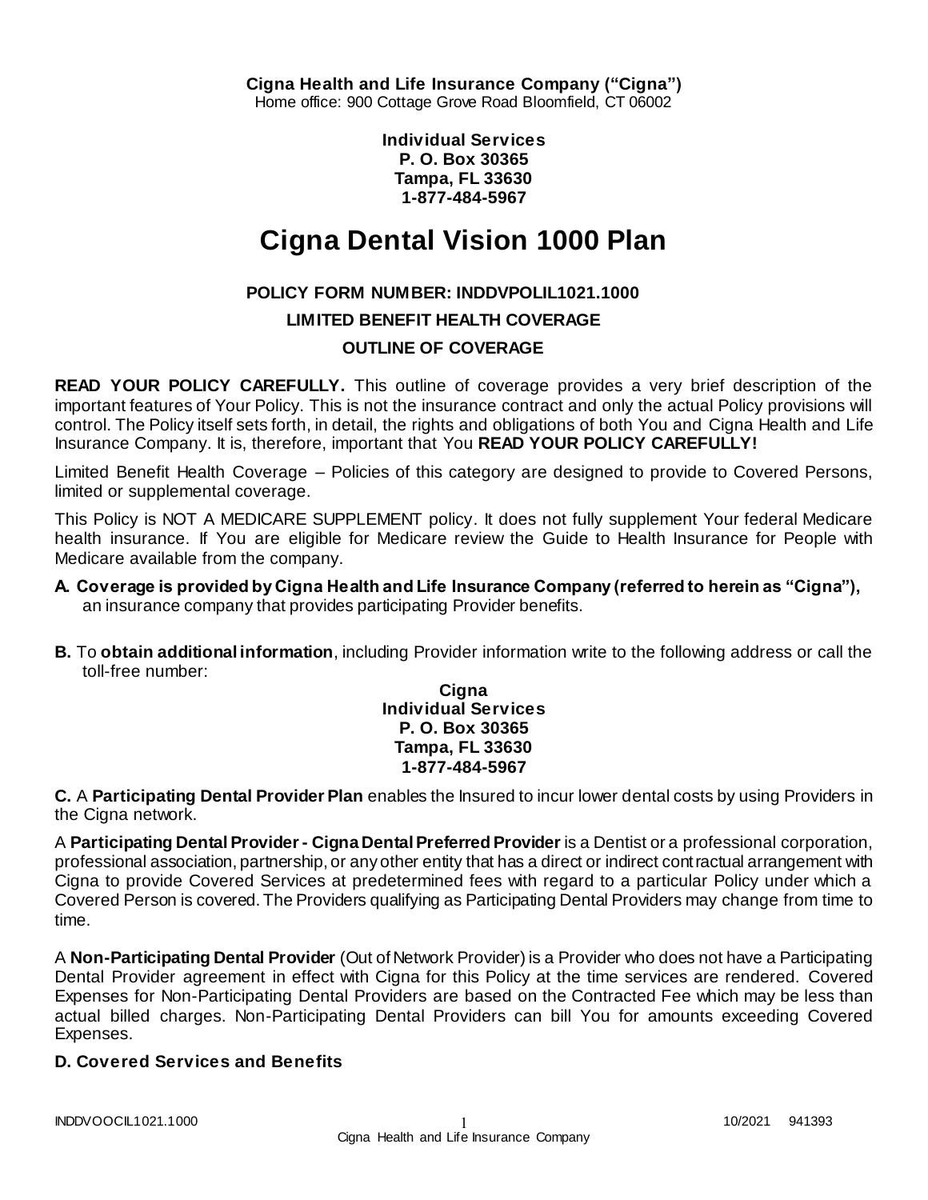**Cigna Health and Life Insurance Company ("Cigna")**
Home office: 900 Cottage Grove Road Bloomfield, CT 06002

**Individual Services**
**P. O. Box 30365**
**Tampa, FL 33630**
**1-877-484-5967**

# Cigna Dental Vision 1000 Plan

**POLICY FORM NUMBER: INDDVPOLIL1021.1000**

**LIMITED BENEFIT HEALTH COVERAGE**

**OUTLINE OF COVERAGE**

**READ YOUR POLICY CAREFULLY.** This outline of coverage provides a very brief description of the important features of Your Policy. This is not the insurance contract and only the actual Policy provisions will control. The Policy itself sets forth, in detail, the rights and obligations of both You and Cigna Health and Life Insurance Company. It is, therefore, important that You **READ YOUR POLICY CAREFULLY!**

Limited Benefit Health Coverage – Policies of this category are designed to provide to Covered Persons, limited or supplemental coverage.

This Policy is NOT A MEDICARE SUPPLEMENT policy. It does not fully supplement Your federal Medicare health insurance. If You are eligible for Medicare review the Guide to Health Insurance for People with Medicare available from the company.

**A. Coverage is provided by Cigna Health and Life Insurance Company (referred to herein as "Cigna"),** an insurance company that provides participating Provider benefits.

**B.** To **obtain additional information**, including Provider information write to the following address or call the toll-free number:

**Cigna**
**Individual Services**
**P. O. Box 30365**
**Tampa, FL 33630**
**1-877-484-5967**

**C.** A **Participating Dental Provider Plan** enables the Insured to incur lower dental costs by using Providers in the Cigna network.

A **Participating Dental Provider - Cigna Dental Preferred Provider** is a Dentist or a professional corporation, professional association, partnership, or any other entity that has a direct or indirect contractual arrangement with Cigna to provide Covered Services at predetermined fees with regard to a particular Policy under which a Covered Person is covered. The Providers qualifying as Participating Dental Providers may change from time to time.

A **Non-Participating Dental Provider** (Out of Network Provider) is a Provider who does not have a Participating Dental Provider agreement in effect with Cigna for this Policy at the time services are rendered. Covered Expenses for Non-Participating Dental Providers are based on the Contracted Fee which may be less than actual billed charges. Non-Participating Dental Providers can bill You for amounts exceeding Covered Expenses.

## D. Covered Services and Benefits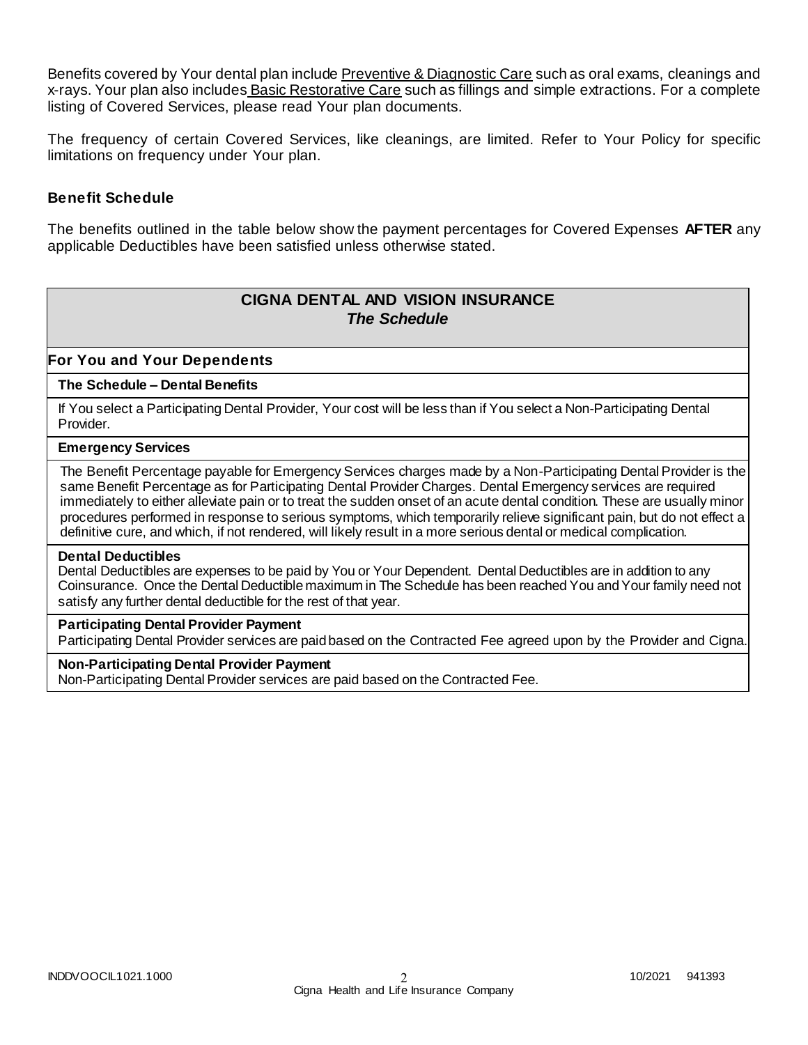Benefits covered by Your dental plan include Preventive & Diagnostic Care such as oral exams, cleanings and x-rays. Your plan also includes Basic Restorative Care such as fillings and simple extractions. For a complete listing of Covered Services, please read Your plan documents.

The frequency of certain Covered Services, like cleanings, are limited. Refer to Your Policy for specific limitations on frequency under Your plan.

### Benefit Schedule

The benefits outlined in the table below show the payment percentages for Covered Expenses **AFTER** any applicable Deductibles have been satisfied unless otherwise stated.

| **CIGNA DENTAL AND VISION INSURANCE**<br>***The Schedule*** |
|---|
| **For You and Your Dependents** |
| **The Schedule – Dental Benefits** |
| If You select a Participating Dental Provider, Your cost will be less than if You select a Non-Participating Dental Provider. |
| **Emergency Services** |
| The Benefit Percentage payable for Emergency Services charges made by a Non-Participating Dental Provider is the same Benefit Percentage as for Participating Dental Provider Charges. Dental Emergency services are required immediately to either alleviate pain or to treat the sudden onset of an acute dental condition. These are usually minor procedures performed in response to serious symptoms, which temporarily relieve significant pain, but do not effect a definitive cure, and which, if not rendered, will likely result in a more serious dental or medical complication. |
| **Dental Deductibles**<br>Dental Deductibles are expenses to be paid by You or Your Dependent. Dental Deductibles are in addition to any Coinsurance. Once the Dental Deductible maximum in The Schedule has been reached You and Your family need not satisfy any further dental deductible for the rest of that year. |
| **Participating Dental Provider Payment**<br>Participating Dental Provider services are paid based on the Contracted Fee agreed upon by the Provider and Cigna. |
| **Non-Participating Dental Provider Payment**<br>Non-Participating Dental Provider services are paid based on the Contracted Fee. |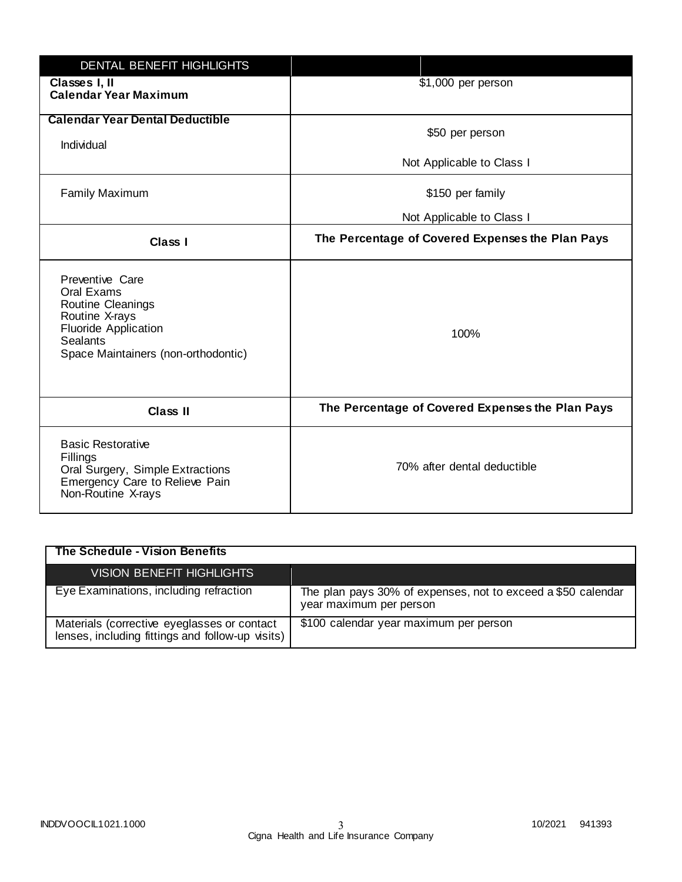| DENTAL BENEFIT HIGHLIGHTS | |
|---|---|
| **Classes I, II**<br>**Calendar Year Maximum** | $1,000 per person |
| **Calendar Year Dental Deductible**<br>Individual | $50 per person<br>Not Applicable to Class I |
| Family Maximum | $150 per family<br>Not Applicable to Class I |
| **Class I** | **The Percentage of Covered Expenses the Plan Pays** |
| Preventive Care<br>Oral Exams<br>Routine Cleanings<br>Routine X-rays<br>Fluoride Application<br>Sealants<br>Space Maintainers (non-orthodontic) | 100% |
| **Class II** | **The Percentage of Covered Expenses the Plan Pays** |
| Basic Restorative<br>Fillings<br>Oral Surgery, Simple Extractions<br>Emergency Care to Relieve Pain<br>Non-Routine X-rays | 70% after dental deductible |

**The Schedule - Vision Benefits**

| VISION BENEFIT HIGHLIGHTS | |
|---|---|
| Eye Examinations, including refraction | The plan pays 30% of expenses, not to exceed a $50 calendar year maximum per person |
| Materials (corrective eyeglasses or contact lenses, including fittings and follow-up visits) | $100 calendar year maximum per person |

INDDVOOCIL1021.1000 10/2021 941393

Cigna Health and Life Insurance Company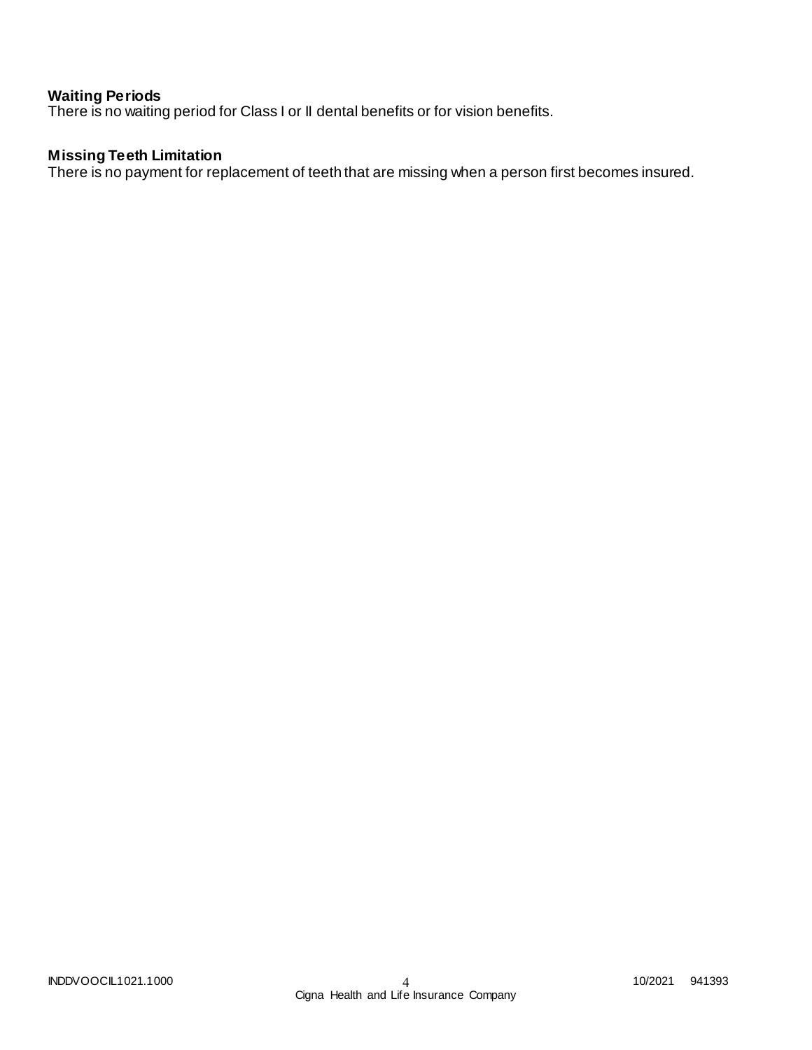**Waiting Periods**
There is no waiting period for Class I or II dental benefits or for vision benefits.

**Missing Teeth Limitation**
There is no payment for replacement of teeth that are missing when a person first becomes insured.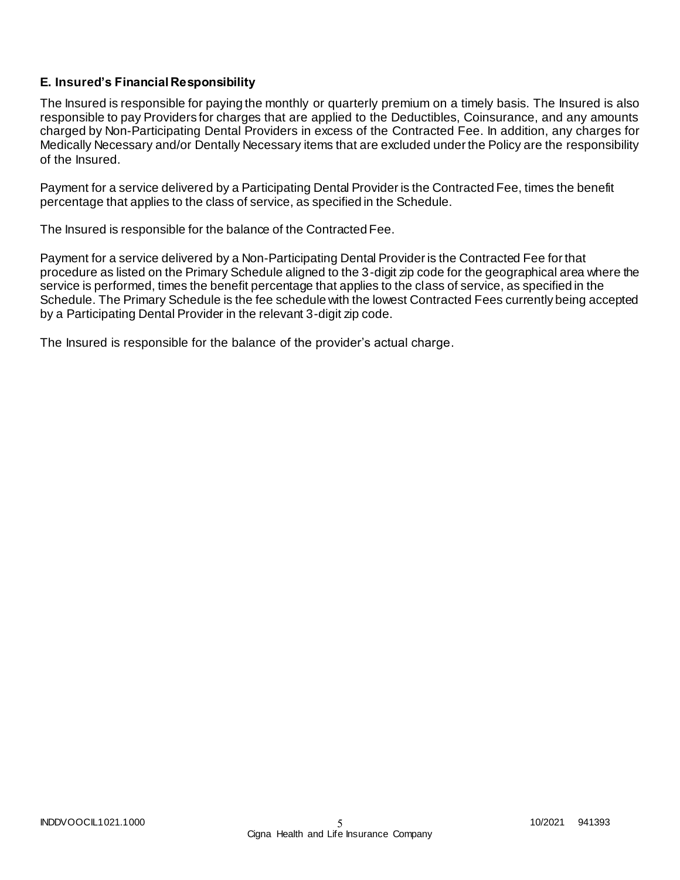### E. Insured's Financial Responsibility

The Insured is responsible for paying the monthly or quarterly premium on a timely basis. The Insured is also responsible to pay Providers for charges that are applied to the Deductibles, Coinsurance, and any amounts charged by Non-Participating Dental Providers in excess of the Contracted Fee. In addition, any charges for Medically Necessary and/or Dentally Necessary items that are excluded under the Policy are the responsibility of the Insured.

Payment for a service delivered by a Participating Dental Provider is the Contracted Fee, times the benefit percentage that applies to the class of service, as specified in the Schedule.

The Insured is responsible for the balance of the Contracted Fee.

Payment for a service delivered by a Non-Participating Dental Provider is the Contracted Fee for that procedure as listed on the Primary Schedule aligned to the 3-digit zip code for the geographical area where the service is performed, times the benefit percentage that applies to the class of service, as specified in the Schedule. The Primary Schedule is the fee schedule with the lowest Contracted Fees currently being accepted by a Participating Dental Provider in the relevant 3-digit zip code.

The Insured is responsible for the balance of the provider's actual charge.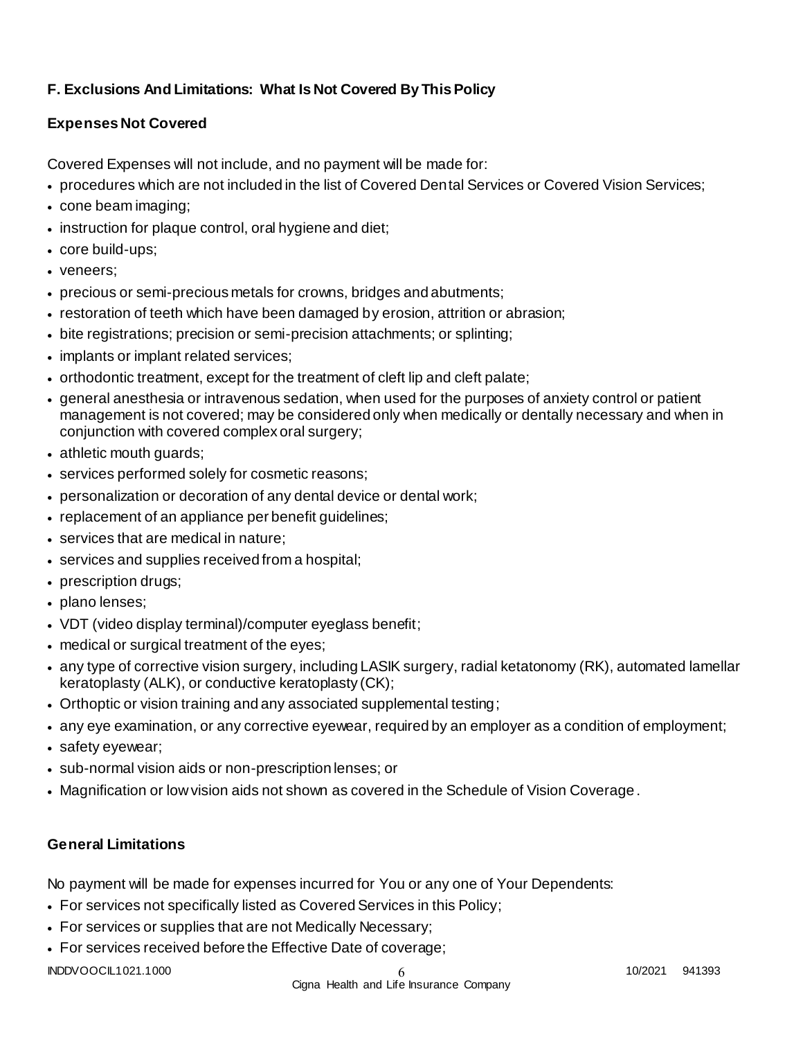### F. Exclusions And Limitations: What Is Not Covered By This Policy

#### Expenses Not Covered

Covered Expenses will not include, and no payment will be made for:

- procedures which are not included in the list of Covered Dental Services or Covered Vision Services;
- cone beam imaging;
- instruction for plaque control, oral hygiene and diet;
- core build-ups;
- veneers;
- precious or semi-precious metals for crowns, bridges and abutments;
- restoration of teeth which have been damaged by erosion, attrition or abrasion;
- bite registrations; precision or semi-precision attachments; or splinting;
- implants or implant related services;
- orthodontic treatment, except for the treatment of cleft lip and cleft palate;
- general anesthesia or intravenous sedation, when used for the purposes of anxiety control or patient management is not covered; may be considered only when medically or dentally necessary and when in conjunction with covered complex oral surgery;
- athletic mouth guards;
- services performed solely for cosmetic reasons;
- personalization or decoration of any dental device or dental work;
- replacement of an appliance per benefit guidelines;
- services that are medical in nature;
- services and supplies received from a hospital;
- prescription drugs;
- plano lenses;
- VDT (video display terminal)/computer eyeglass benefit;
- medical or surgical treatment of the eyes;
- any type of corrective vision surgery, including LASIK surgery, radial ketatonomy (RK), automated lamellar keratoplasty (ALK), or conductive keratoplasty (CK);
- Orthoptic or vision training and any associated supplemental testing;
- any eye examination, or any corrective eyewear, required by an employer as a condition of employment;
- safety eyewear;
- sub-normal vision aids or non-prescription lenses; or
- Magnification or low vision aids not shown as covered in the Schedule of Vision Coverage.

#### General Limitations

No payment will be made for expenses incurred for You or any one of Your Dependents:

- For services not specifically listed as Covered Services in this Policy;
- For services or supplies that are not Medically Necessary;
- For services received before the Effective Date of coverage;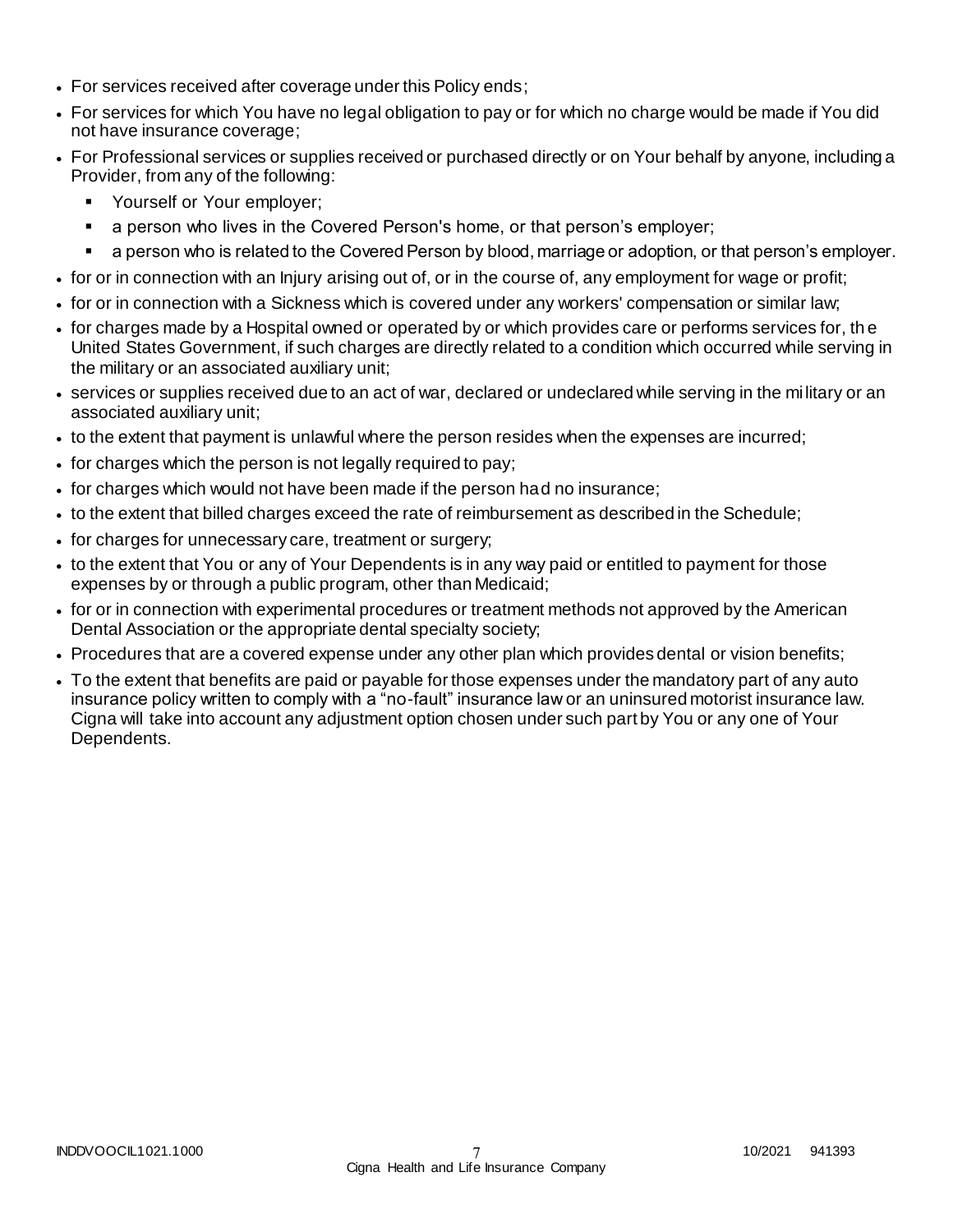- For services received after coverage under this Policy ends;
- For services for which You have no legal obligation to pay or for which no charge would be made if You did not have insurance coverage;
- For Professional services or supplies received or purchased directly or on Your behalf by anyone, including a Provider, from any of the following:
  - Yourself or Your employer;
  - a person who lives in the Covered Person's home, or that person's employer;
  - a person who is related to the Covered Person by blood, marriage or adoption, or that person's employer.
- for or in connection with an Injury arising out of, or in the course of, any employment for wage or profit;
- for or in connection with a Sickness which is covered under any workers' compensation or similar law;
- for charges made by a Hospital owned or operated by or which provides care or performs services for, the United States Government, if such charges are directly related to a condition which occurred while serving in the military or an associated auxiliary unit;
- services or supplies received due to an act of war, declared or undeclared while serving in the military or an associated auxiliary unit;
- to the extent that payment is unlawful where the person resides when the expenses are incurred;
- for charges which the person is not legally required to pay;
- for charges which would not have been made if the person had no insurance;
- to the extent that billed charges exceed the rate of reimbursement as described in the Schedule;
- for charges for unnecessary care, treatment or surgery;
- to the extent that You or any of Your Dependents is in any way paid or entitled to payment for those expenses by or through a public program, other than Medicaid;
- for or in connection with experimental procedures or treatment methods not approved by the American Dental Association or the appropriate dental specialty society;
- Procedures that are a covered expense under any other plan which provides dental or vision benefits;
- To the extent that benefits are paid or payable for those expenses under the mandatory part of any auto insurance policy written to comply with a "no-fault" insurance law or an uninsured motorist insurance law. Cigna will take into account any adjustment option chosen under such part by You or any one of Your Dependents.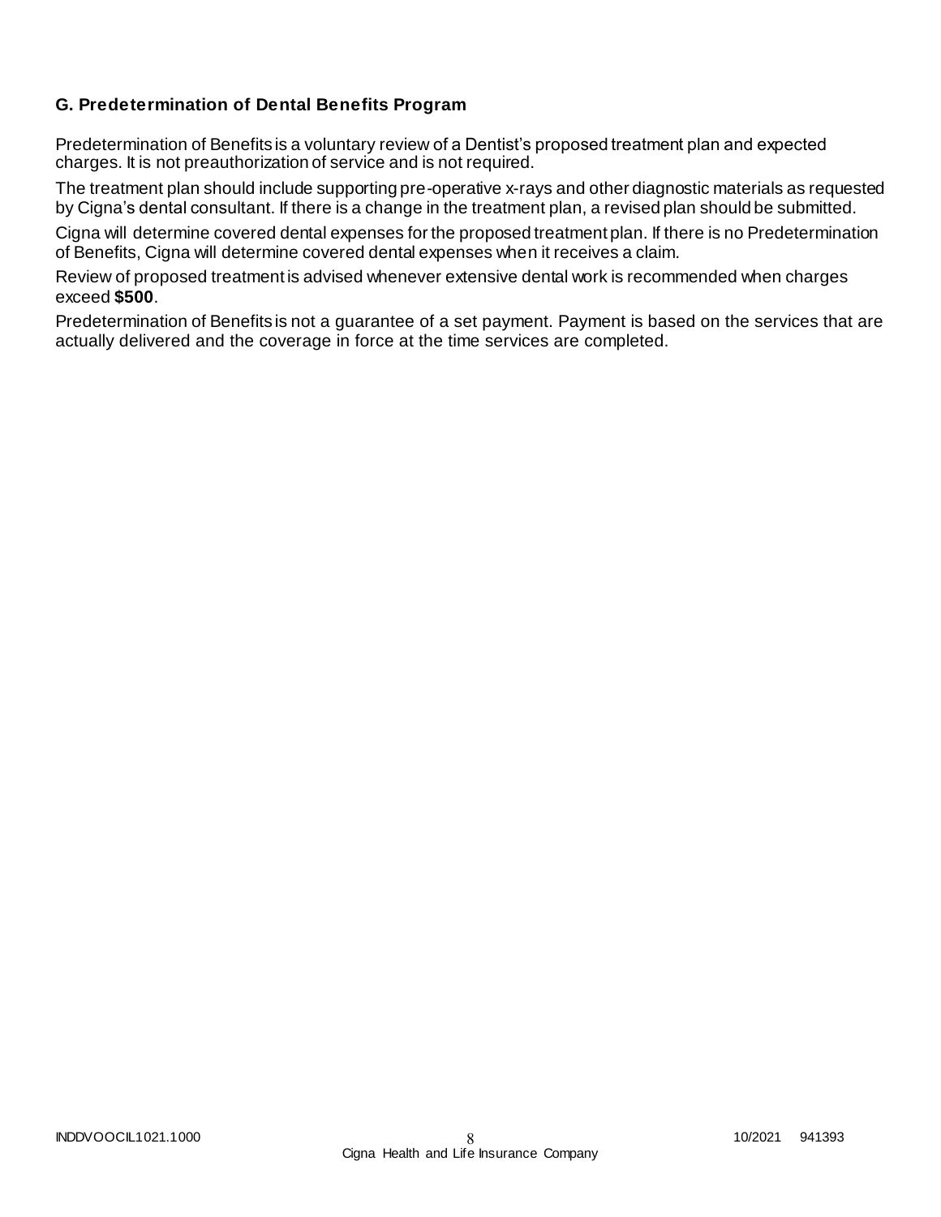### G. Predetermination of Dental Benefits Program

Predetermination of Benefits is a voluntary review of a Dentist's proposed treatment plan and expected charges. It is not preauthorization of service and is not required.

The treatment plan should include supporting pre-operative x-rays and other diagnostic materials as requested by Cigna's dental consultant. If there is a change in the treatment plan, a revised plan should be submitted.

Cigna will determine covered dental expenses for the proposed treatment plan. If there is no Predetermination of Benefits, Cigna will determine covered dental expenses when it receives a claim.

Review of proposed treatment is advised whenever extensive dental work is recommended when charges exceed **$500**.

Predetermination of Benefits is not a guarantee of a set payment. Payment is based on the services that are actually delivered and the coverage in force at the time services are completed.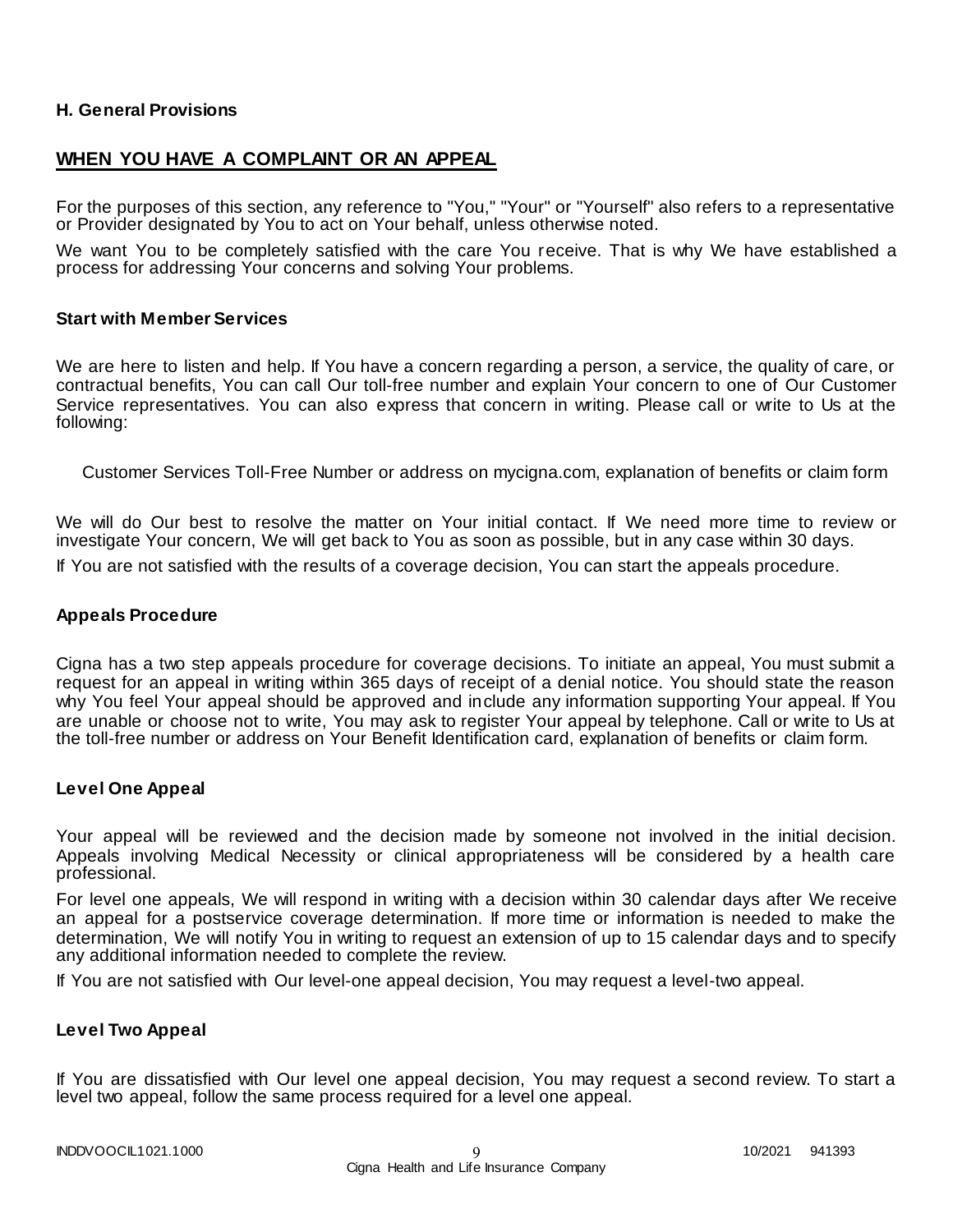### H. General Provisions

## WHEN YOU HAVE A COMPLAINT OR AN APPEAL

For the purposes of this section, any reference to "You," "Your" or "Yourself" also refers to a representative or Provider designated by You to act on Your behalf, unless otherwise noted.

We want You to be completely satisfied with the care You receive. That is why We have established a process for addressing Your concerns and solving Your problems.

### Start with Member Services

We are here to listen and help. If You have a concern regarding a person, a service, the quality of care, or contractual benefits, You can call Our toll-free number and explain Your concern to one of Our Customer Service representatives. You can also express that concern in writing. Please call or write to Us at the following:

Customer Services Toll-Free Number or address on mycigna.com, explanation of benefits or claim form

We will do Our best to resolve the matter on Your initial contact. If We need more time to review or investigate Your concern, We will get back to You as soon as possible, but in any case within 30 days.

If You are not satisfied with the results of a coverage decision, You can start the appeals procedure.

### Appeals Procedure

Cigna has a two step appeals procedure for coverage decisions. To initiate an appeal, You must submit a request for an appeal in writing within 365 days of receipt of a denial notice. You should state the reason why You feel Your appeal should be approved and include any information supporting Your appeal. If You are unable or choose not to write, You may ask to register Your appeal by telephone. Call or write to Us at the toll-free number or address on Your Benefit Identification card, explanation of benefits or claim form.

### Level One Appeal

Your appeal will be reviewed and the decision made by someone not involved in the initial decision. Appeals involving Medical Necessity or clinical appropriateness will be considered by a health care professional.

For level one appeals, We will respond in writing with a decision within 30 calendar days after We receive an appeal for a postservice coverage determination. If more time or information is needed to make the determination, We will notify You in writing to request an extension of up to 15 calendar days and to specify any additional information needed to complete the review.

If You are not satisfied with Our level-one appeal decision, You may request a level-two appeal.

### Level Two Appeal

If You are dissatisfied with Our level one appeal decision, You may request a second review. To start a level two appeal, follow the same process required for a level one appeal.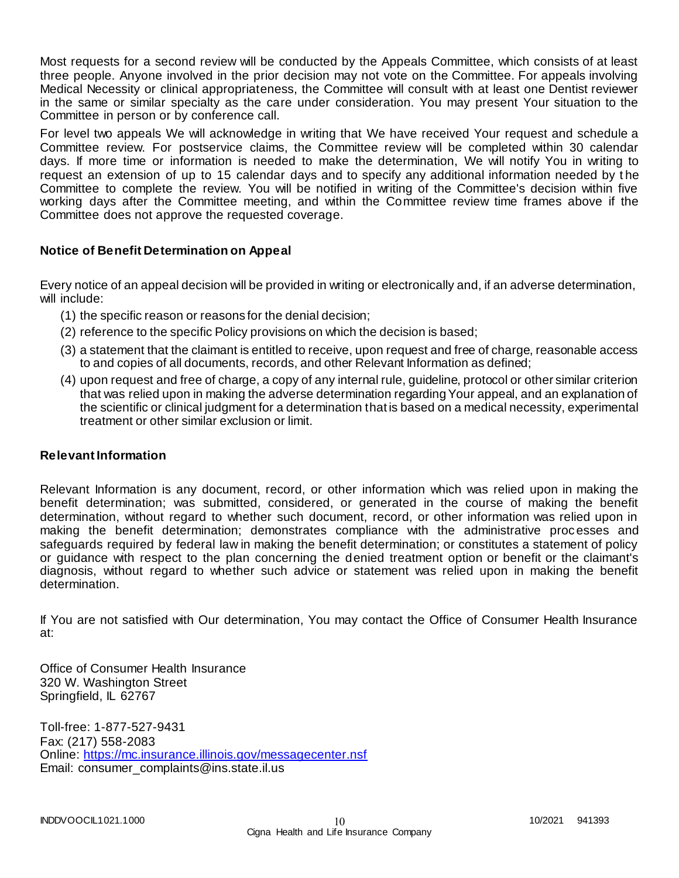Most requests for a second review will be conducted by the Appeals Committee, which consists of at least three people. Anyone involved in the prior decision may not vote on the Committee. For appeals involving Medical Necessity or clinical appropriateness, the Committee will consult with at least one Dentist reviewer in the same or similar specialty as the care under consideration. You may present Your situation to the Committee in person or by conference call.

For level two appeals We will acknowledge in writing that We have received Your request and schedule a Committee review. For postservice claims, the Committee review will be completed within 30 calendar days. If more time or information is needed to make the determination, We will notify You in writing to request an extension of up to 15 calendar days and to specify any additional information needed by the Committee to complete the review. You will be notified in writing of the Committee's decision within five working days after the Committee meeting, and within the Committee review time frames above if the Committee does not approve the requested coverage.

**Notice of Benefit Determination on Appeal**

Every notice of an appeal decision will be provided in writing or electronically and, if an adverse determination, will include:

(1) the specific reason or reasons for the denial decision;

(2) reference to the specific Policy provisions on which the decision is based;

(3) a statement that the claimant is entitled to receive, upon request and free of charge, reasonable access to and copies of all documents, records, and other Relevant Information as defined;

(4) upon request and free of charge, a copy of any internal rule, guideline, protocol or other similar criterion that was relied upon in making the adverse determination regarding Your appeal, and an explanation of the scientific or clinical judgment for a determination that is based on a medical necessity, experimental treatment or other similar exclusion or limit.

**Relevant Information**

Relevant Information is any document, record, or other information which was relied upon in making the benefit determination; was submitted, considered, or generated in the course of making the benefit determination, without regard to whether such document, record, or other information was relied upon in making the benefit determination; demonstrates compliance with the administrative processes and safeguards required by federal law in making the benefit determination; or constitutes a statement of policy or guidance with respect to the plan concerning the denied treatment option or benefit or the claimant's diagnosis, without regard to whether such advice or statement was relied upon in making the benefit determination.

If You are not satisfied with Our determination, You may contact the Office of Consumer Health Insurance at:

Office of Consumer Health Insurance
320 W. Washington Street
Springfield, IL 62767

Toll-free: 1-877-527-9431
Fax: (217) 558-2083
Online: https://mc.insurance.illinois.gov/messagecenter.nsf
Email: consumer_complaints@ins.state.il.us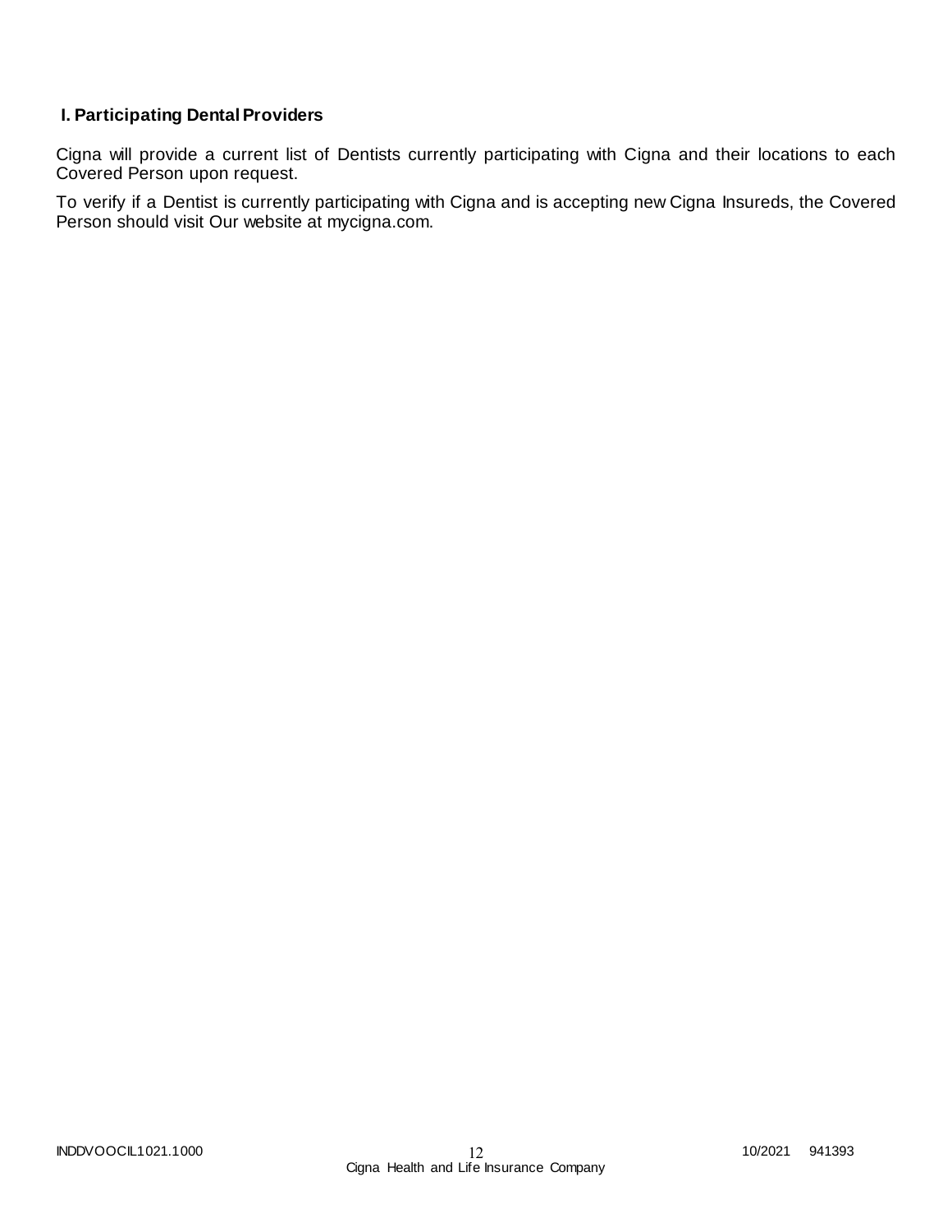### I. Participating Dental Providers

Cigna will provide a current list of Dentists currently participating with Cigna and their locations to each Covered Person upon request.

To verify if a Dentist is currently participating with Cigna and is accepting new Cigna Insureds, the Covered Person should visit Our website at mycigna.com.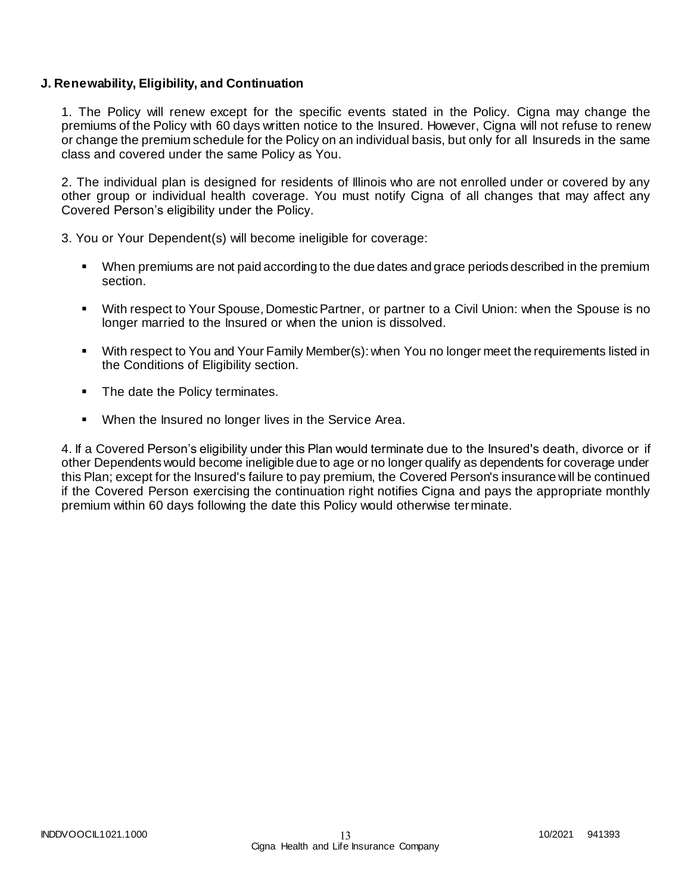**J. Renewability, Eligibility, and Continuation**

1. The Policy will renew except for the specific events stated in the Policy. Cigna may change the premiums of the Policy with 60 days written notice to the Insured. However, Cigna will not refuse to renew or change the premium schedule for the Policy on an individual basis, but only for all Insureds in the same class and covered under the same Policy as You.

2. The individual plan is designed for residents of Illinois who are not enrolled under or covered by any other group or individual health coverage. You must notify Cigna of all changes that may affect any Covered Person's eligibility under the Policy.

3. You or Your Dependent(s) will become ineligible for coverage:

- When premiums are not paid according to the due dates and grace periods described in the premium section.
- With respect to Your Spouse, Domestic Partner, or partner to a Civil Union: when the Spouse is no longer married to the Insured or when the union is dissolved.
- With respect to You and Your Family Member(s): when You no longer meet the requirements listed in the Conditions of Eligibility section.
- The date the Policy terminates.
- When the Insured no longer lives in the Service Area.

4. If a Covered Person's eligibility under this Plan would terminate due to the Insured's death, divorce or if other Dependents would become ineligible due to age or no longer qualify as dependents for coverage under this Plan; except for the Insured's failure to pay premium, the Covered Person's insurance will be continued if the Covered Person exercising the continuation right notifies Cigna and pays the appropriate monthly premium within 60 days following the date this Policy would otherwise terminate.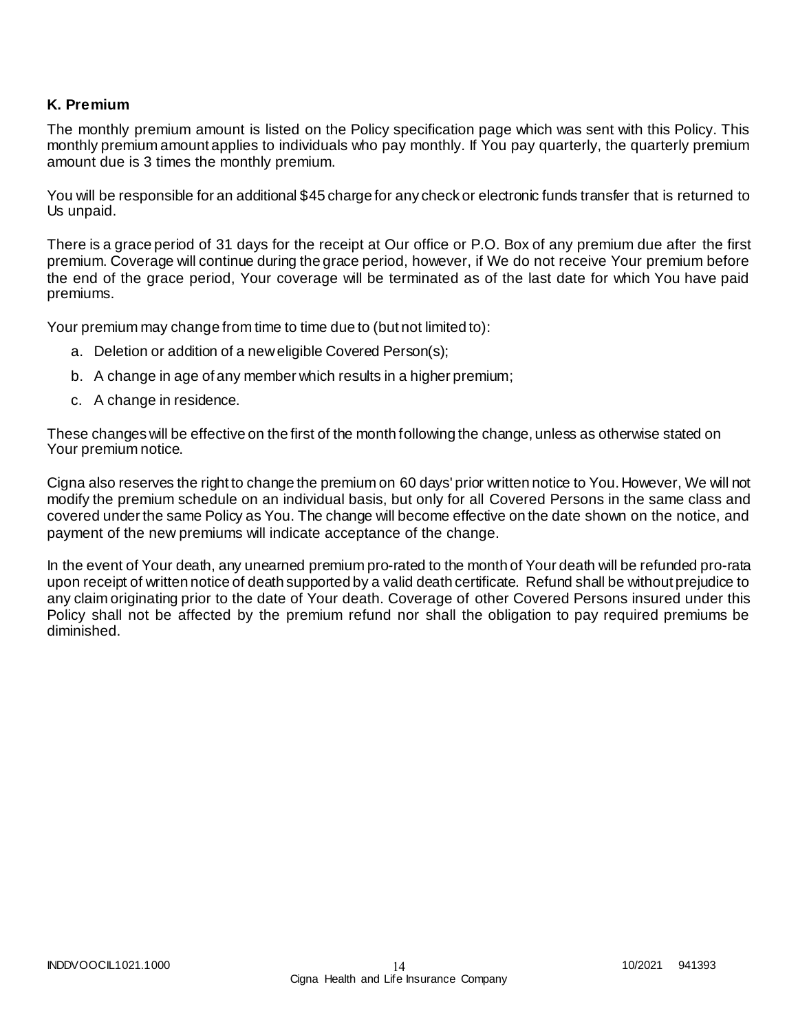## K. Premium

The monthly premium amount is listed on the Policy specification page which was sent with this Policy. This monthly premium amount applies to individuals who pay monthly. If You pay quarterly, the quarterly premium amount due is 3 times the monthly premium.

You will be responsible for an additional $45 charge for any check or electronic funds transfer that is returned to Us unpaid.

There is a grace period of 31 days for the receipt at Our office or P.O. Box of any premium due after the first premium. Coverage will continue during the grace period, however, if We do not receive Your premium before the end of the grace period, Your coverage will be terminated as of the last date for which You have paid premiums.

Your premium may change from time to time due to (but not limited to):

a. Deletion or addition of a new eligible Covered Person(s);
b. A change in age of any member which results in a higher premium;
c. A change in residence.

These changes will be effective on the first of the month following the change, unless as otherwise stated on Your premium notice.

Cigna also reserves the right to change the premium on 60 days' prior written notice to You. However, We will not modify the premium schedule on an individual basis, but only for all Covered Persons in the same class and covered under the same Policy as You. The change will become effective on the date shown on the notice, and payment of the new premiums will indicate acceptance of the change.

In the event of Your death, any unearned premium pro-rated to the month of Your death will be refunded pro-rata upon receipt of written notice of death supported by a valid death certificate. Refund shall be without prejudice to any claim originating prior to the date of Your death. Coverage of other Covered Persons insured under this Policy shall not be affected by the premium refund nor shall the obligation to pay required premiums be diminished.